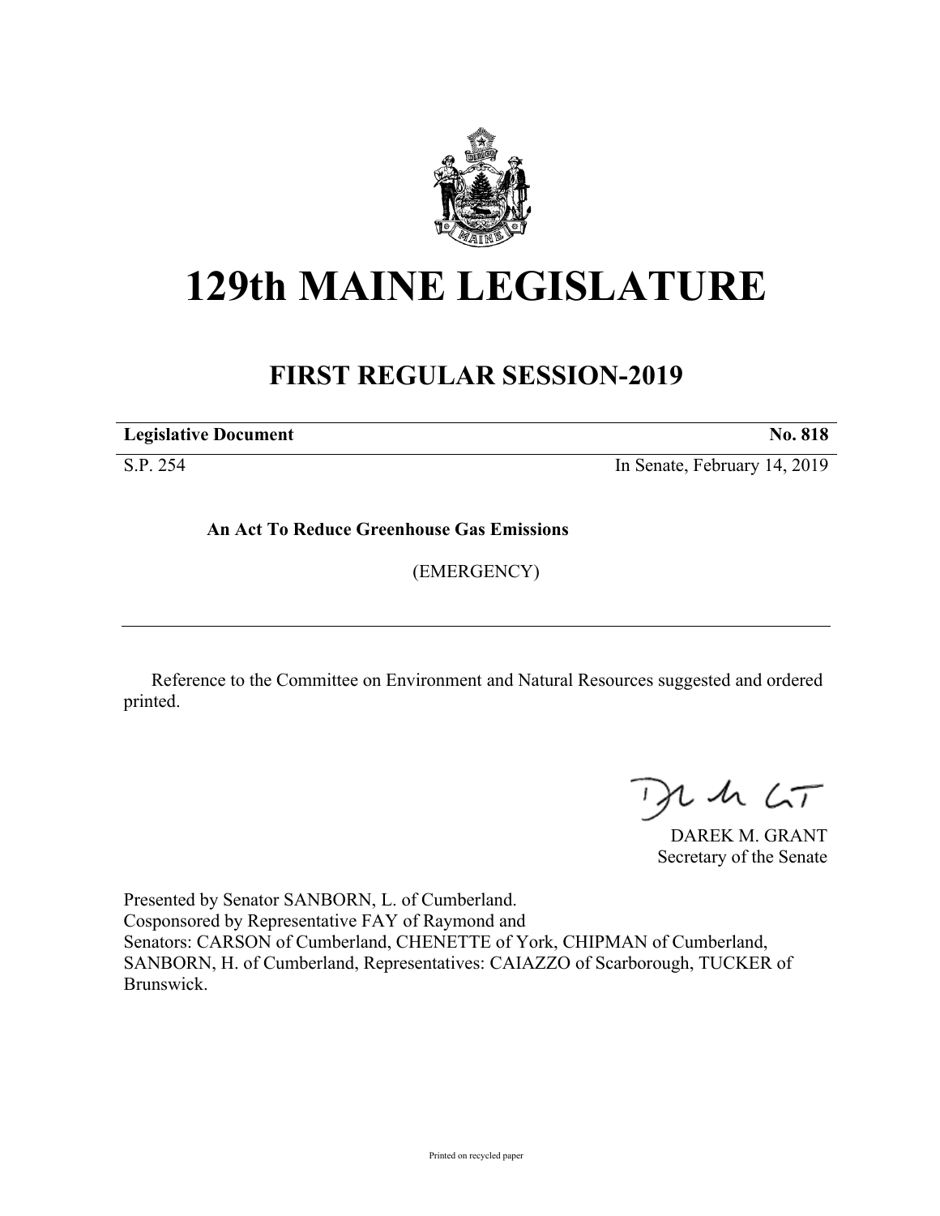# 129th MAINE LEGISLATURE

## FIRST REGULAR SESSION-2019

| **Legislative Document** | **No. 818** |
|---|---|
| S.P. 254 | In Senate, February 14, 2019 |

**An Act To Reduce Greenhouse Gas Emissions**

(EMERGENCY)

---

Reference to the Committee on Environment and Natural Resources suggested and ordered printed.

DAREK M. GRANT
Secretary of the Senate

Presented by Senator SANBORN, L. of Cumberland.
Cosponsored by Representative FAY of Raymond and
Senators: CARSON of Cumberland, CHENETTE of York, CHIPMAN of Cumberland, SANBORN, H. of Cumberland, Representatives: CAIAZZO of Scarborough, TUCKER of Brunswick.

Printed on recycled paper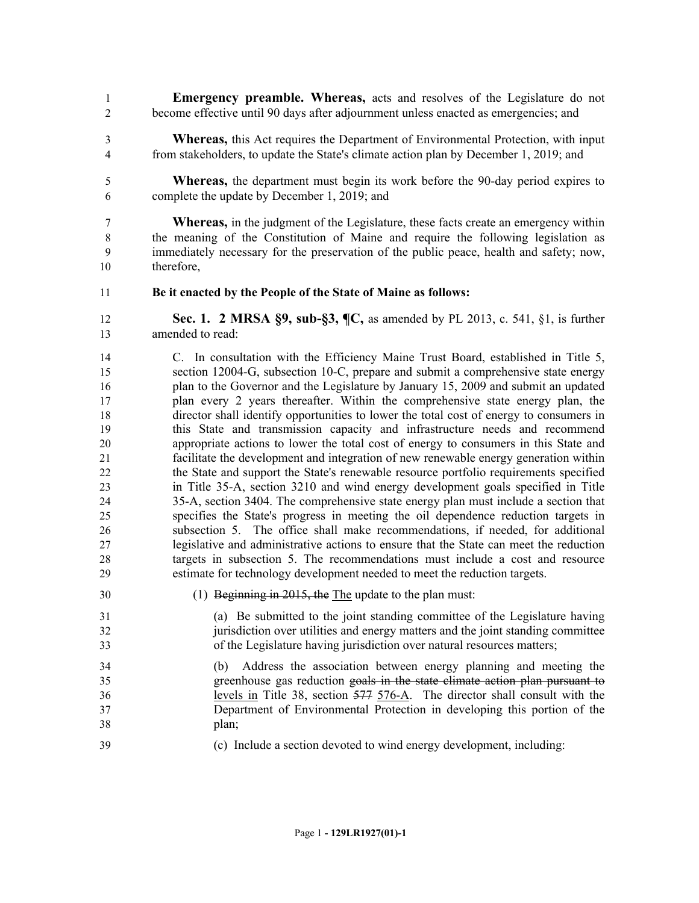**Emergency preamble. Whereas,** acts and resolves of the Legislature do not become effective until 90 days after adjournment unless enacted as emergencies; and

**Whereas,** this Act requires the Department of Environmental Protection, with input from stakeholders, to update the State's climate action plan by December 1, 2019; and

**Whereas,** the department must begin its work before the 90-day period expires to complete the update by December 1, 2019; and

**Whereas,** in the judgment of the Legislature, these facts create an emergency within the meaning of the Constitution of Maine and require the following legislation as immediately necessary for the preservation of the public peace, health and safety; now, therefore,

**Be it enacted by the People of the State of Maine as follows:**

**Sec. 1. 2 MRSA §9, sub-§3, ¶C,** as amended by PL 2013, c. 541, §1, is further amended to read:

C. In consultation with the Efficiency Maine Trust Board, established in Title 5, section 12004-G, subsection 10-C, prepare and submit a comprehensive state energy plan to the Governor and the Legislature by January 15, 2009 and submit an updated plan every 2 years thereafter. Within the comprehensive state energy plan, the director shall identify opportunities to lower the total cost of energy to consumers in this State and transmission capacity and infrastructure needs and recommend appropriate actions to lower the total cost of energy to consumers in this State and facilitate the development and integration of new renewable energy generation within the State and support the State's renewable resource portfolio requirements specified in Title 35-A, section 3210 and wind energy development goals specified in Title 35-A, section 3404. The comprehensive state energy plan must include a section that specifies the State's progress in meeting the oil dependence reduction targets in subsection 5. The office shall make recommendations, if needed, for additional legislative and administrative actions to ensure that the State can meet the reduction targets in subsection 5. The recommendations must include a cost and resource estimate for technology development needed to meet the reduction targets.

(1) ~~Beginning in 2015, the~~ The update to the plan must:

(a) Be submitted to the joint standing committee of the Legislature having jurisdiction over utilities and energy matters and the joint standing committee of the Legislature having jurisdiction over natural resources matters;

(b) Address the association between energy planning and meeting the greenhouse gas reduction ~~goals in the state climate action plan pursuant to~~ levels in Title 38, section ~~577~~ 576-A. The director shall consult with the Department of Environmental Protection in developing this portion of the plan;

(c) Include a section devoted to wind energy development, including: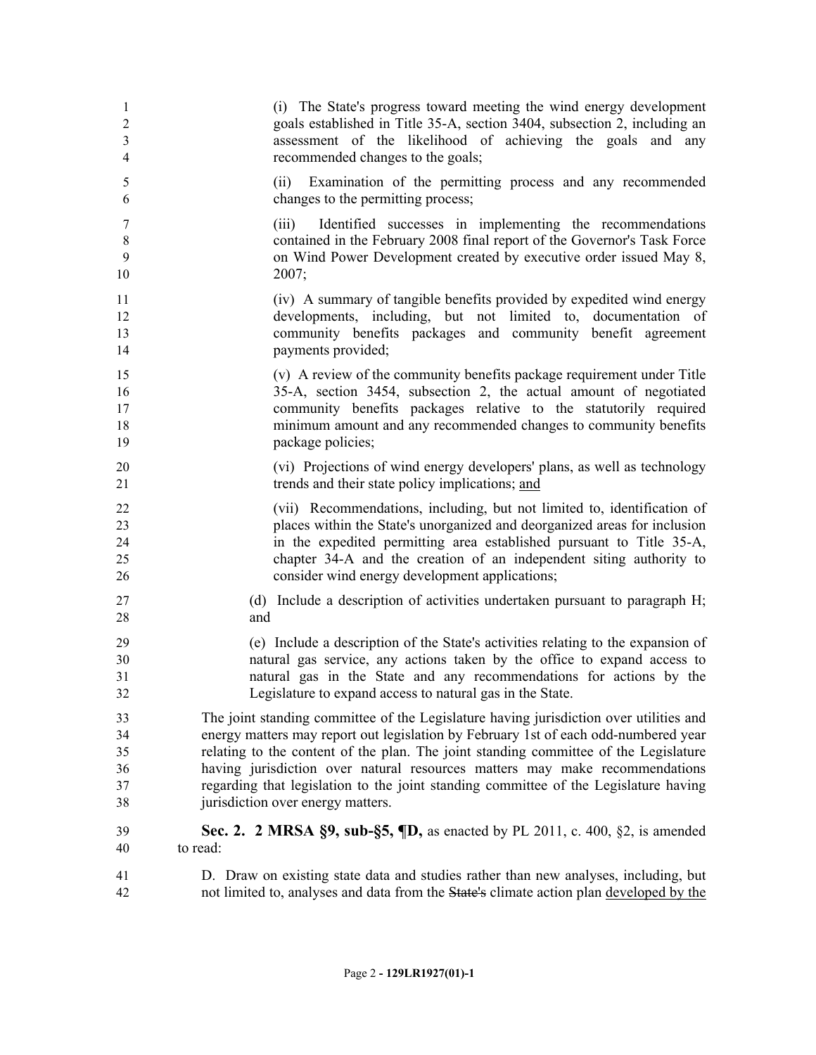(i) The State's progress toward meeting the wind energy development goals established in Title 35-A, section 3404, subsection 2, including an assessment of the likelihood of achieving the goals and any recommended changes to the goals;

(ii) Examination of the permitting process and any recommended changes to the permitting process;

(iii) Identified successes in implementing the recommendations contained in the February 2008 final report of the Governor's Task Force on Wind Power Development created by executive order issued May 8, 2007;

(iv) A summary of tangible benefits provided by expedited wind energy developments, including, but not limited to, documentation of community benefits packages and community benefit agreement payments provided;

(v) A review of the community benefits package requirement under Title 35-A, section 3454, subsection 2, the actual amount of negotiated community benefits packages relative to the statutorily required minimum amount and any recommended changes to community benefits package policies;

(vi) Projections of wind energy developers' plans, as well as technology trends and their state policy implications; and

(vii) Recommendations, including, but not limited to, identification of places within the State's unorganized and deorganized areas for inclusion in the expedited permitting area established pursuant to Title 35-A, chapter 34-A and the creation of an independent siting authority to consider wind energy development applications;

(d) Include a description of activities undertaken pursuant to paragraph H; and

(e) Include a description of the State's activities relating to the expansion of natural gas service, any actions taken by the office to expand access to natural gas in the State and any recommendations for actions by the Legislature to expand access to natural gas in the State.

The joint standing committee of the Legislature having jurisdiction over utilities and energy matters may report out legislation by February 1st of each odd-numbered year relating to the content of the plan. The joint standing committee of the Legislature having jurisdiction over natural resources matters may make recommendations regarding that legislation to the joint standing committee of the Legislature having jurisdiction over energy matters.

**Sec. 2. 2 MRSA §9, sub-§5, ¶D,** as enacted by PL 2011, c. 400, §2, is amended to read:

D. Draw on existing state data and studies rather than new analyses, including, but not limited to, analyses and data from the ~~State's~~ climate action plan developed by the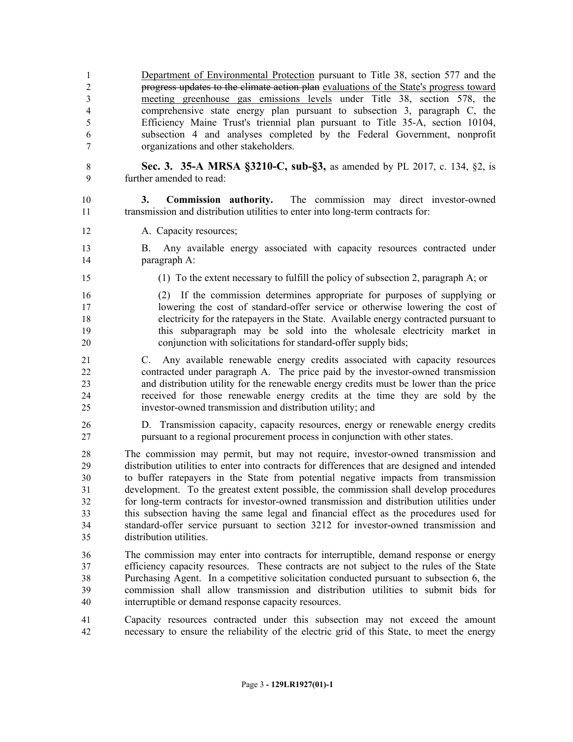Department of Environmental Protection pursuant to Title 38, section 577 and the ~~progress updates to the climate action plan~~ evaluations of the State's progress toward meeting greenhouse gas emissions levels under Title 38, section 578, the comprehensive state energy plan pursuant to subsection 3, paragraph C, the Efficiency Maine Trust's triennial plan pursuant to Title 35-A, section 10104, subsection 4 and analyses completed by the Federal Government, nonprofit organizations and other stakeholders.

**Sec. 3. 35-A MRSA §3210-C, sub-§3,** as amended by PL 2017, c. 134, §2, is further amended to read:

**3. Commission authority.** The commission may direct investor-owned transmission and distribution utilities to enter into long-term contracts for:

A. Capacity resources;

B. Any available energy associated with capacity resources contracted under paragraph A:

(1) To the extent necessary to fulfill the policy of subsection 2, paragraph A; or

(2) If the commission determines appropriate for purposes of supplying or lowering the cost of standard-offer service or otherwise lowering the cost of electricity for the ratepayers in the State. Available energy contracted pursuant to this subparagraph may be sold into the wholesale electricity market in conjunction with solicitations for standard-offer supply bids;

C. Any available renewable energy credits associated with capacity resources contracted under paragraph A. The price paid by the investor-owned transmission and distribution utility for the renewable energy credits must be lower than the price received for those renewable energy credits at the time they are sold by the investor-owned transmission and distribution utility; and

D. Transmission capacity, capacity resources, energy or renewable energy credits pursuant to a regional procurement process in conjunction with other states.

The commission may permit, but may not require, investor-owned transmission and distribution utilities to enter into contracts for differences that are designed and intended to buffer ratepayers in the State from potential negative impacts from transmission development. To the greatest extent possible, the commission shall develop procedures for long-term contracts for investor-owned transmission and distribution utilities under this subsection having the same legal and financial effect as the procedures used for standard-offer service pursuant to section 3212 for investor-owned transmission and distribution utilities.

The commission may enter into contracts for interruptible, demand response or energy efficiency capacity resources. These contracts are not subject to the rules of the State Purchasing Agent. In a competitive solicitation conducted pursuant to subsection 6, the commission shall allow transmission and distribution utilities to submit bids for interruptible or demand response capacity resources.

Capacity resources contracted under this subsection may not exceed the amount necessary to ensure the reliability of the electric grid of this State, to meet the energy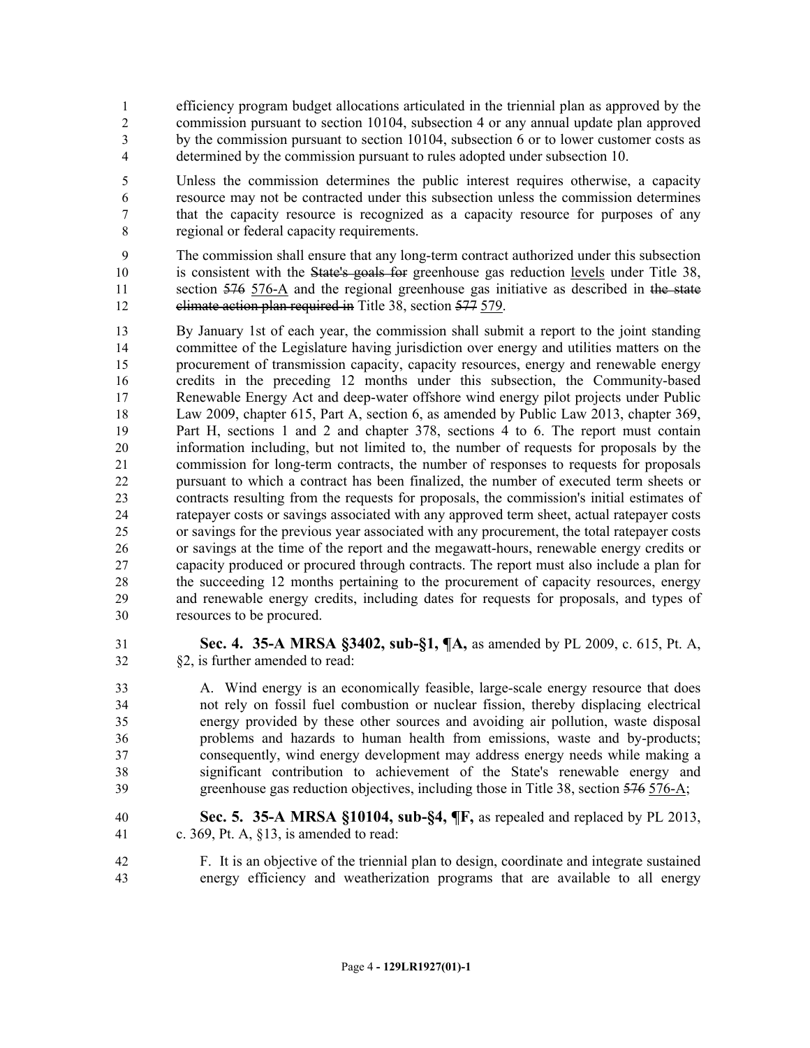efficiency program budget allocations articulated in the triennial plan as approved by the commission pursuant to section 10104, subsection 4 or any annual update plan approved by the commission pursuant to section 10104, subsection 6 or to lower customer costs as determined by the commission pursuant to rules adopted under subsection 10.

Unless the commission determines the public interest requires otherwise, a capacity resource may not be contracted under this subsection unless the commission determines that the capacity resource is recognized as a capacity resource for purposes of any regional or federal capacity requirements.

The commission shall ensure that any long-term contract authorized under this subsection is consistent with the ~~State's goals for~~ greenhouse gas reduction <u>levels</u> under Title 38, section ~~576~~ <u>576-A</u> and the regional greenhouse gas initiative as described in ~~the state climate action plan required in~~ Title 38, section ~~577~~ <u>579</u>.

By January 1st of each year, the commission shall submit a report to the joint standing committee of the Legislature having jurisdiction over energy and utilities matters on the procurement of transmission capacity, capacity resources, energy and renewable energy credits in the preceding 12 months under this subsection, the Community-based Renewable Energy Act and deep-water offshore wind energy pilot projects under Public Law 2009, chapter 615, Part A, section 6, as amended by Public Law 2013, chapter 369, Part H, sections 1 and 2 and chapter 378, sections 4 to 6. The report must contain information including, but not limited to, the number of requests for proposals by the commission for long-term contracts, the number of responses to requests for proposals pursuant to which a contract has been finalized, the number of executed term sheets or contracts resulting from the requests for proposals, the commission's initial estimates of ratepayer costs or savings associated with any approved term sheet, actual ratepayer costs or savings for the previous year associated with any procurement, the total ratepayer costs or savings at the time of the report and the megawatt-hours, renewable energy credits or capacity produced or procured through contracts. The report must also include a plan for the succeeding 12 months pertaining to the procurement of capacity resources, energy and renewable energy credits, including dates for requests for proposals, and types of resources to be procured.

**Sec. 4. 35-A MRSA §3402, sub-§1, ¶A,** as amended by PL 2009, c. 615, Pt. A, §2, is further amended to read:

A. Wind energy is an economically feasible, large-scale energy resource that does not rely on fossil fuel combustion or nuclear fission, thereby displacing electrical energy provided by these other sources and avoiding air pollution, waste disposal problems and hazards to human health from emissions, waste and by-products; consequently, wind energy development may address energy needs while making a significant contribution to achievement of the State's renewable energy and greenhouse gas reduction objectives, including those in Title 38, section ~~576~~ <u>576-A</u>;

**Sec. 5. 35-A MRSA §10104, sub-§4, ¶F,** as repealed and replaced by PL 2013, c. 369, Pt. A, §13, is amended to read:

F. It is an objective of the triennial plan to design, coordinate and integrate sustained energy efficiency and weatherization programs that are available to all energy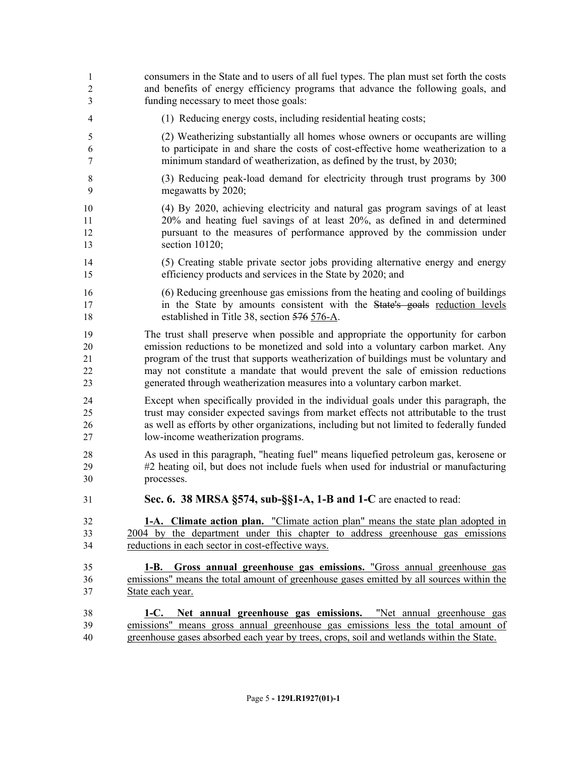consumers in the State and to users of all fuel types. The plan must set forth the costs and benefits of energy efficiency programs that advance the following goals, and funding necessary to meet those goals:

(1) Reducing energy costs, including residential heating costs;

(2) Weatherizing substantially all homes whose owners or occupants are willing to participate in and share the costs of cost-effective home weatherization to a minimum standard of weatherization, as defined by the trust, by 2030;

(3) Reducing peak-load demand for electricity through trust programs by 300 megawatts by 2020;

(4) By 2020, achieving electricity and natural gas program savings of at least 20% and heating fuel savings of at least 20%, as defined in and determined pursuant to the measures of performance approved by the commission under section 10120;

(5) Creating stable private sector jobs providing alternative energy and energy efficiency products and services in the State by 2020; and

(6) Reducing greenhouse gas emissions from the heating and cooling of buildings in the State by amounts consistent with the ~~State's goals~~ reduction levels established in Title 38, section ~~576~~ 576-A.

The trust shall preserve when possible and appropriate the opportunity for carbon emission reductions to be monetized and sold into a voluntary carbon market. Any program of the trust that supports weatherization of buildings must be voluntary and may not constitute a mandate that would prevent the sale of emission reductions generated through weatherization measures into a voluntary carbon market.

Except when specifically provided in the individual goals under this paragraph, the trust may consider expected savings from market effects not attributable to the trust as well as efforts by other organizations, including but not limited to federally funded low-income weatherization programs.

As used in this paragraph, "heating fuel" means liquefied petroleum gas, kerosene or #2 heating oil, but does not include fuels when used for industrial or manufacturing processes.

**Sec. 6. 38 MRSA §574, sub-§§1-A, 1-B and 1-C** are enacted to read:

**1-A. Climate action plan.** "Climate action plan" means the state plan adopted in 2004 by the department under this chapter to address greenhouse gas emissions reductions in each sector in cost-effective ways.

**1-B. Gross annual greenhouse gas emissions.** "Gross annual greenhouse gas emissions" means the total amount of greenhouse gases emitted by all sources within the State each year.

**1-C. Net annual greenhouse gas emissions.** "Net annual greenhouse gas emissions" means gross annual greenhouse gas emissions less the total amount of greenhouse gases absorbed each year by trees, crops, soil and wetlands within the State.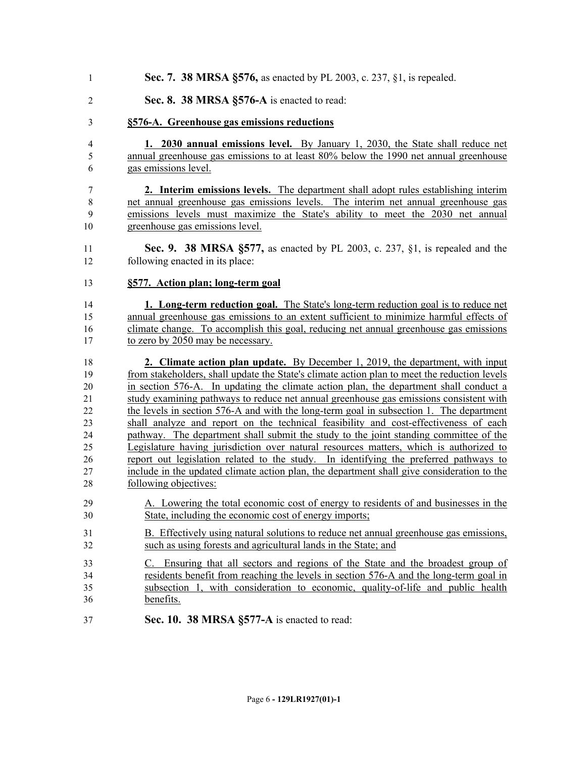**Sec. 7. 38 MRSA §576,** as enacted by PL 2003, c. 237, §1, is repealed.

**Sec. 8. 38 MRSA §576-A** is enacted to read:

**§576-A. Greenhouse gas emissions reductions**

**1. 2030 annual emissions level.** By January 1, 2030, the State shall reduce net annual greenhouse gas emissions to at least 80% below the 1990 net annual greenhouse gas emissions level.

**2. Interim emissions levels.** The department shall adopt rules establishing interim net annual greenhouse gas emissions levels. The interim net annual greenhouse gas emissions levels must maximize the State's ability to meet the 2030 net annual greenhouse gas emissions level.

**Sec. 9. 38 MRSA §577,** as enacted by PL 2003, c. 237, §1, is repealed and the following enacted in its place:

**§577. Action plan; long-term goal**

**1. Long-term reduction goal.** The State's long-term reduction goal is to reduce net annual greenhouse gas emissions to an extent sufficient to minimize harmful effects of climate change. To accomplish this goal, reducing net annual greenhouse gas emissions to zero by 2050 may be necessary.

**2. Climate action plan update.** By December 1, 2019, the department, with input from stakeholders, shall update the State's climate action plan to meet the reduction levels in section 576-A. In updating the climate action plan, the department shall conduct a study examining pathways to reduce net annual greenhouse gas emissions consistent with the levels in section 576-A and with the long-term goal in subsection 1. The department shall analyze and report on the technical feasibility and cost-effectiveness of each pathway. The department shall submit the study to the joint standing committee of the Legislature having jurisdiction over natural resources matters, which is authorized to report out legislation related to the study. In identifying the preferred pathways to include in the updated climate action plan, the department shall give consideration to the following objectives:

A. Lowering the total economic cost of energy to residents of and businesses in the State, including the economic cost of energy imports;

B. Effectively using natural solutions to reduce net annual greenhouse gas emissions, such as using forests and agricultural lands in the State; and

C. Ensuring that all sectors and regions of the State and the broadest group of residents benefit from reaching the levels in section 576-A and the long-term goal in subsection 1, with consideration to economic, quality-of-life and public health benefits.

**Sec. 10. 38 MRSA §577-A** is enacted to read: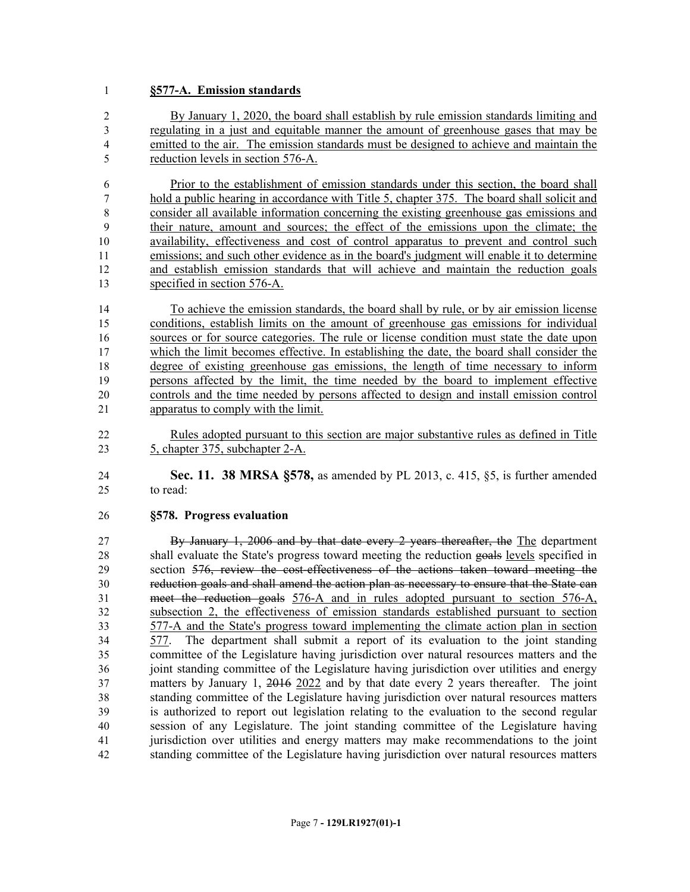**§577-A. Emission standards**

By January 1, 2020, the board shall establish by rule emission standards limiting and regulating in a just and equitable manner the amount of greenhouse gases that may be emitted to the air. The emission standards must be designed to achieve and maintain the reduction levels in section 576-A.

Prior to the establishment of emission standards under this section, the board shall hold a public hearing in accordance with Title 5, chapter 375. The board shall solicit and consider all available information concerning the existing greenhouse gas emissions and their nature, amount and sources; the effect of the emissions upon the climate; the availability, effectiveness and cost of control apparatus to prevent and control such emissions; and such other evidence as in the board's judgment will enable it to determine and establish emission standards that will achieve and maintain the reduction goals specified in section 576-A.

To achieve the emission standards, the board shall by rule, or by air emission license conditions, establish limits on the amount of greenhouse gas emissions for individual sources or for source categories. The rule or license condition must state the date upon which the limit becomes effective. In establishing the date, the board shall consider the degree of existing greenhouse gas emissions, the length of time necessary to inform persons affected by the limit, the time needed by the board to implement effective controls and the time needed by persons affected to design and install emission control apparatus to comply with the limit.

Rules adopted pursuant to this section are major substantive rules as defined in Title 5, chapter 375, subchapter 2-A.

**Sec. 11. 38 MRSA §578,** as amended by PL 2013, c. 415, §5, is further amended to read:

**§578. Progress evaluation**

~~By January 1, 2006 and by that date every 2 years thereafter, the~~ The department shall evaluate the State's progress toward meeting the reduction ~~goals~~ levels specified in section ~~576, review the cost-effectiveness of the actions taken toward meeting the reduction goals and shall amend the action plan as necessary to ensure that the State can meet the reduction goals~~ 576-A and in rules adopted pursuant to section 576-A, subsection 2, the effectiveness of emission standards established pursuant to section 577-A and the State's progress toward implementing the climate action plan in section 577. The department shall submit a report of its evaluation to the joint standing committee of the Legislature having jurisdiction over natural resources matters and the joint standing committee of the Legislature having jurisdiction over utilities and energy matters by January 1, ~~2016~~ 2022 and by that date every 2 years thereafter. The joint standing committee of the Legislature having jurisdiction over natural resources matters is authorized to report out legislation relating to the evaluation to the second regular session of any Legislature. The joint standing committee of the Legislature having jurisdiction over utilities and energy matters may make recommendations to the joint standing committee of the Legislature having jurisdiction over natural resources matters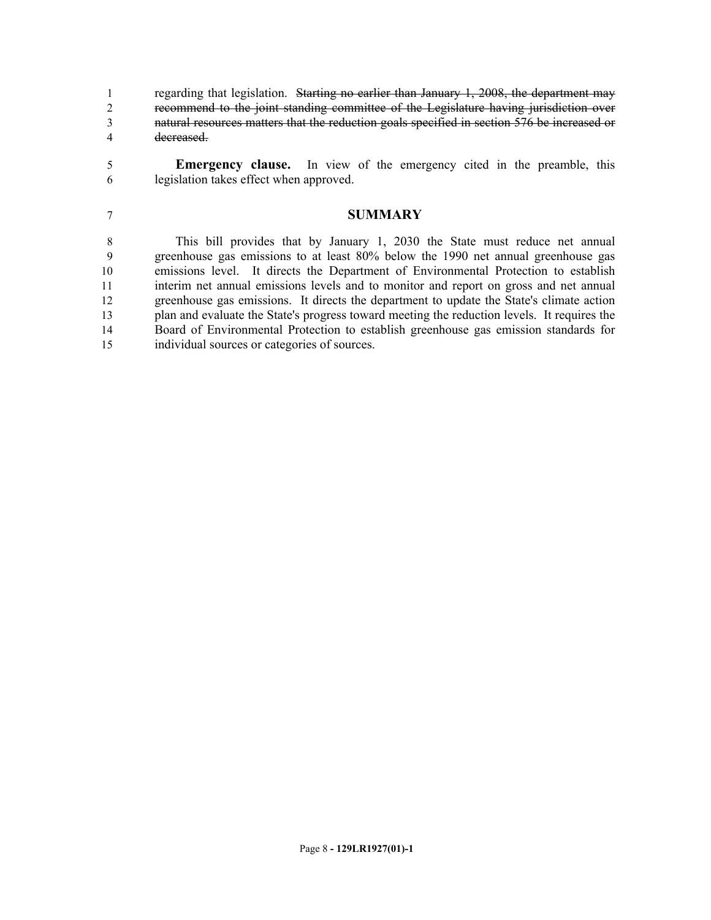regarding that legislation. ~~Starting no earlier than January 1, 2008, the department may recommend to the joint standing committee of the Legislature having jurisdiction over natural resources matters that the reduction goals specified in section 576 be increased or decreased.~~

**Emergency clause.** In view of the emergency cited in the preamble, this legislation takes effect when approved.

## SUMMARY

This bill provides that by January 1, 2030 the State must reduce net annual greenhouse gas emissions to at least 80% below the 1990 net annual greenhouse gas emissions level. It directs the Department of Environmental Protection to establish interim net annual emissions levels and to monitor and report on gross and net annual greenhouse gas emissions. It directs the department to update the State's climate action plan and evaluate the State's progress toward meeting the reduction levels. It requires the Board of Environmental Protection to establish greenhouse gas emission standards for individual sources or categories of sources.